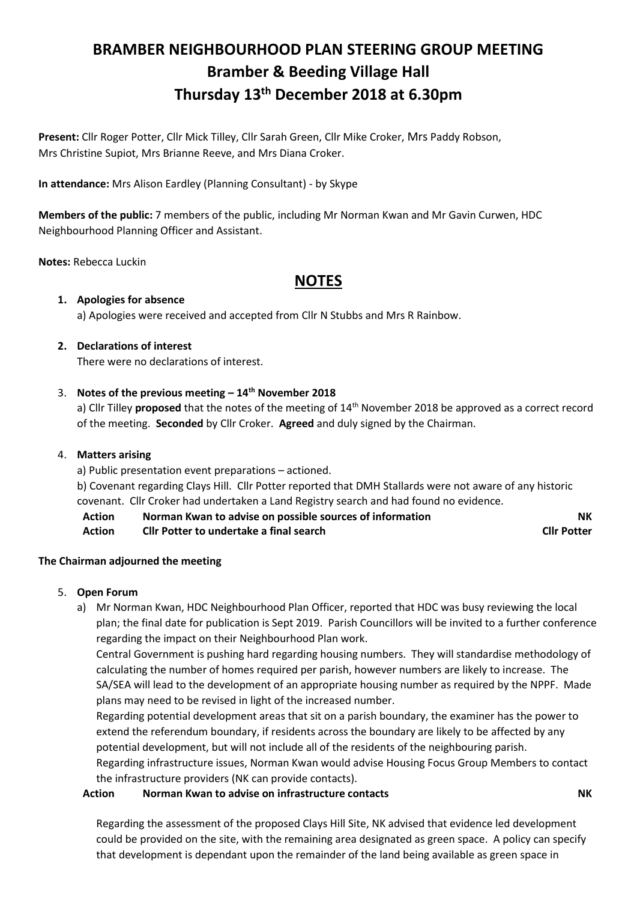# BRAMBER NEIGHBOURHOOD PLAN STEERING GROUP MEETING
## Bramber & Beeding Village Hall
## Thursday 13th December 2018 at 6.30pm

**Present:** Cllr Roger Potter, Cllr Mick Tilley, Cllr Sarah Green, Cllr Mike Croker, Mrs Paddy Robson, Mrs Christine Supiot, Mrs Brianne Reeve, and Mrs Diana Croker.

**In attendance:** Mrs Alison Eardley (Planning Consultant) - by Skype

**Members of the public:** 7 members of the public, including Mr Norman Kwan and Mr Gavin Curwen, HDC Neighbourhood Planning Officer and Assistant.

**Notes:** Rebecca Luckin

## NOTES

1. **Apologies for absence**

   a) Apologies were received and accepted from Cllr N Stubbs and Mrs R Rainbow.

2. **Declarations of interest**

   There were no declarations of interest.

3. **Notes of the previous meeting – 14th November 2018**

   a) Cllr Tilley **proposed** that the notes of the meeting of 14th November 2018 be approved as a correct record of the meeting. **Seconded** by Cllr Croker. **Agreed** and duly signed by the Chairman.

4. **Matters arising**

   a) Public presentation event preparations – actioned.

   b) Covenant regarding Clays Hill. Cllr Potter reported that DMH Stallards were not aware of any historic covenant. Cllr Croker had undertaken a Land Registry search and had found no evidence.

   **Action** **Norman Kwan to advise on possible sources of information** **NK**

   **Action** **Cllr Potter to undertake a final search** **Cllr Potter**

**The Chairman adjourned the meeting**

5. **Open Forum**

   a) Mr Norman Kwan, HDC Neighbourhood Plan Officer, reported that HDC was busy reviewing the local plan; the final date for publication is Sept 2019. Parish Councillors will be invited to a further conference regarding the impact on their Neighbourhood Plan work.

   Central Government is pushing hard regarding housing numbers. They will standardise methodology of calculating the number of homes required per parish, however numbers are likely to increase. The SA/SEA will lead to the development of an appropriate housing number as required by the NPPF. Made plans may need to be revised in light of the increased number.

   Regarding potential development areas that sit on a parish boundary, the examiner has the power to extend the referendum boundary, if residents across the boundary are likely to be affected by any potential development, but will not include all of the residents of the neighbouring parish.

   Regarding infrastructure issues, Norman Kwan would advise Housing Focus Group Members to contact the infrastructure providers (NK can provide contacts).

   **Action** **Norman Kwan to advise on infrastructure contacts** **NK**

   Regarding the assessment of the proposed Clays Hill Site, NK advised that evidence led development could be provided on the site, with the remaining area designated as green space. A policy can specify that development is dependant upon the remainder of the land being available as green space in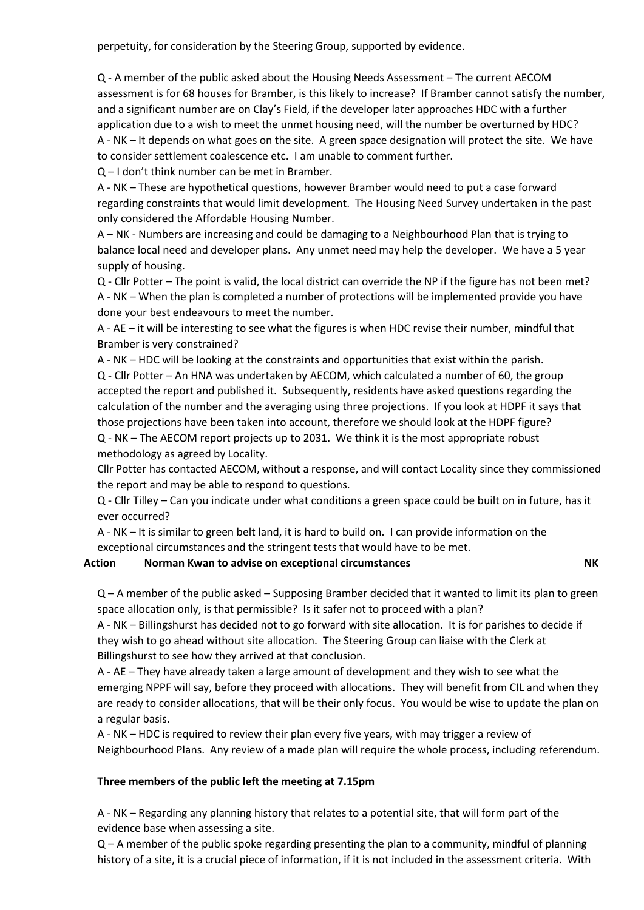perpetuity, for consideration by the Steering Group, supported by evidence.

Q - A member of the public asked about the Housing Needs Assessment – The current AECOM assessment is for 68 houses for Bramber, is this likely to increase? If Bramber cannot satisfy the number, and a significant number are on Clay's Field, if the developer later approaches HDC with a further application due to a wish to meet the unmet housing need, will the number be overturned by HDC?
A - NK – It depends on what goes on the site. A green space designation will protect the site. We have to consider settlement coalescence etc. I am unable to comment further.
Q – I don't think number can be met in Bramber.
A - NK – These are hypothetical questions, however Bramber would need to put a case forward regarding constraints that would limit development. The Housing Need Survey undertaken in the past only considered the Affordable Housing Number.
A – NK - Numbers are increasing and could be damaging to a Neighbourhood Plan that is trying to balance local need and developer plans. Any unmet need may help the developer. We have a 5 year supply of housing.
Q - Cllr Potter – The point is valid, the local district can override the NP if the figure has not been met?
A - NK – When the plan is completed a number of protections will be implemented provide you have done your best endeavours to meet the number.
A - AE – it will be interesting to see what the figures is when HDC revise their number, mindful that Bramber is very constrained?
A - NK – HDC will be looking at the constraints and opportunities that exist within the parish.
Q - Cllr Potter – An HNA was undertaken by AECOM, which calculated a number of 60, the group accepted the report and published it. Subsequently, residents have asked questions regarding the calculation of the number and the averaging using three projections. If you look at HDPF it says that those projections have been taken into account, therefore we should look at the HDPF figure?
Q - NK – The AECOM report projects up to 2031. We think it is the most appropriate robust methodology as agreed by Locality.
Cllr Potter has contacted AECOM, without a response, and will contact Locality since they commissioned the report and may be able to respond to questions.
Q - Cllr Tilley – Can you indicate under what conditions a green space could be built on in future, has it ever occurred?
A - NK – It is similar to green belt land, it is hard to build on. I can provide information on the exceptional circumstances and the stringent tests that would have to be met.

**Action Norman Kwan to advise on exceptional circumstances NK**

Q – A member of the public asked – Supposing Bramber decided that it wanted to limit its plan to green space allocation only, is that permissible? Is it safer not to proceed with a plan?
A - NK – Billingshurst has decided not to go forward with site allocation. It is for parishes to decide if they wish to go ahead without site allocation. The Steering Group can liaise with the Clerk at Billingshurst to see how they arrived at that conclusion.
A - AE – They have already taken a large amount of development and they wish to see what the emerging NPPF will say, before they proceed with allocations. They will benefit from CIL and when they are ready to consider allocations, that will be their only focus. You would be wise to update the plan on a regular basis.
A - NK – HDC is required to review their plan every five years, with may trigger a review of Neighbourhood Plans. Any review of a made plan will require the whole process, including referendum.

**Three members of the public left the meeting at 7.15pm**

A - NK – Regarding any planning history that relates to a potential site, that will form part of the evidence base when assessing a site.
Q – A member of the public spoke regarding presenting the plan to a community, mindful of planning history of a site, it is a crucial piece of information, if it is not included in the assessment criteria. With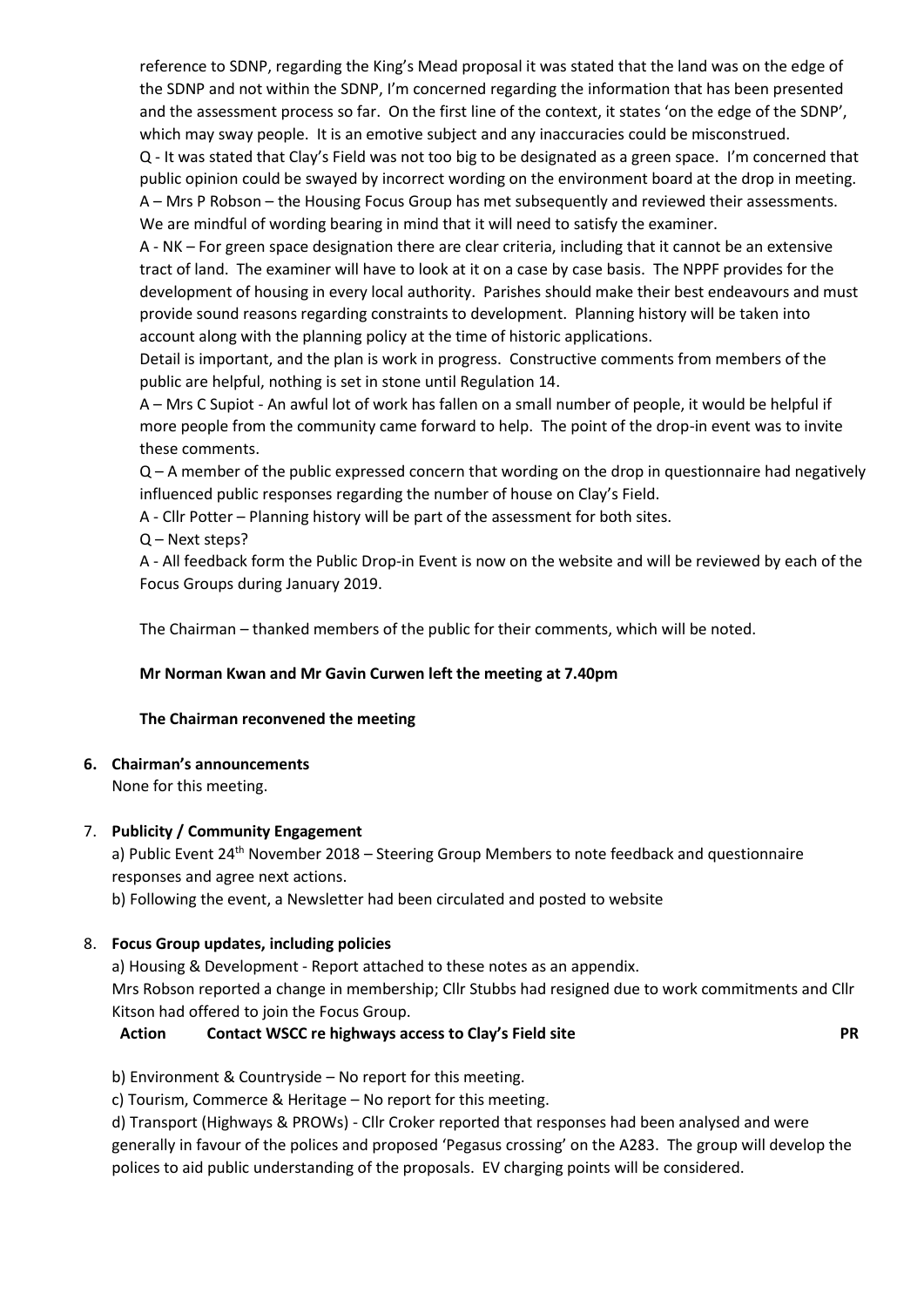reference to SDNP, regarding the King's Mead proposal it was stated that the land was on the edge of the SDNP and not within the SDNP, I'm concerned regarding the information that has been presented and the assessment process so far. On the first line of the context, it states 'on the edge of the SDNP', which may sway people. It is an emotive subject and any inaccuracies could be misconstrued.

Q - It was stated that Clay's Field was not too big to be designated as a green space. I'm concerned that public opinion could be swayed by incorrect wording on the environment board at the drop in meeting.

A – Mrs P Robson – the Housing Focus Group has met subsequently and reviewed their assessments. We are mindful of wording bearing in mind that it will need to satisfy the examiner.

A - NK – For green space designation there are clear criteria, including that it cannot be an extensive tract of land. The examiner will have to look at it on a case by case basis. The NPPF provides for the development of housing in every local authority. Parishes should make their best endeavours and must provide sound reasons regarding constraints to development. Planning history will be taken into account along with the planning policy at the time of historic applications.

Detail is important, and the plan is work in progress. Constructive comments from members of the public are helpful, nothing is set in stone until Regulation 14.

A – Mrs C Supiot - An awful lot of work has fallen on a small number of people, it would be helpful if more people from the community came forward to help. The point of the drop-in event was to invite these comments.

Q – A member of the public expressed concern that wording on the drop in questionnaire had negatively influenced public responses regarding the number of house on Clay's Field.

A - Cllr Potter – Planning history will be part of the assessment for both sites.

Q – Next steps?

A - All feedback form the Public Drop-in Event is now on the website and will be reviewed by each of the Focus Groups during January 2019.

The Chairman – thanked members of the public for their comments, which will be noted.

**Mr Norman Kwan and Mr Gavin Curwen left the meeting at 7.40pm**

**The Chairman reconvened the meeting**

**6. Chairman's announcements**

None for this meeting.

**7. Publicity / Community Engagement**

a) Public Event 24th November 2018 – Steering Group Members to note feedback and questionnaire responses and agree next actions.

b) Following the event, a Newsletter had been circulated and posted to website

**8. Focus Group updates, including policies**

a) Housing & Development - Report attached to these notes as an appendix.

Mrs Robson reported a change in membership; Cllr Stubbs had resigned due to work commitments and Cllr Kitson had offered to join the Focus Group.

**Action Contact WSCC re highways access to Clay's Field site PR**

b) Environment & Countryside – No report for this meeting.

c) Tourism, Commerce & Heritage – No report for this meeting.

d) Transport (Highways & PROWs) - Cllr Croker reported that responses had been analysed and were generally in favour of the polices and proposed 'Pegasus crossing' on the A283. The group will develop the polices to aid public understanding of the proposals. EV charging points will be considered.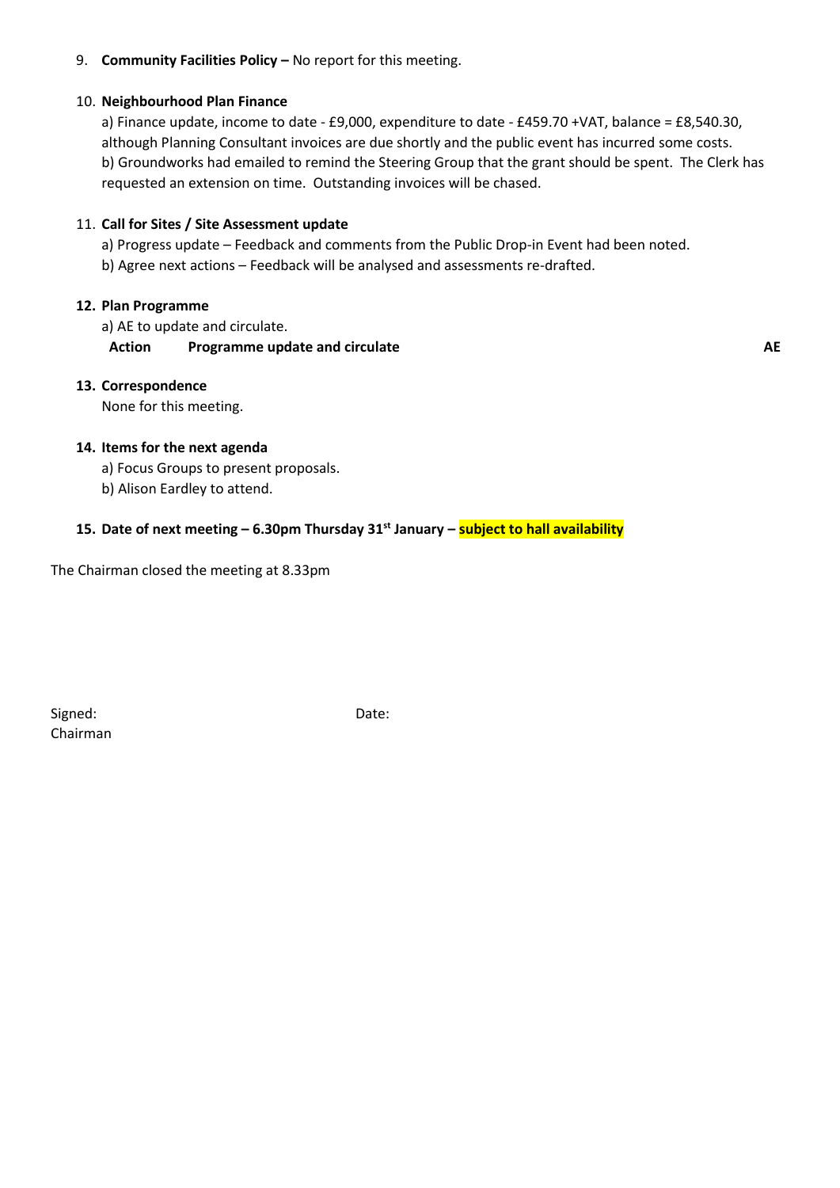9. **Community Facilities Policy –** No report for this meeting.

10. **Neighbourhood Plan Finance**

    a) Finance update, income to date - £9,000, expenditure to date - £459.70 +VAT, balance = £8,540.30, although Planning Consultant invoices are due shortly and the public event has incurred some costs.
    b) Groundworks had emailed to remind the Steering Group that the grant should be spent. The Clerk has requested an extension on time. Outstanding invoices will be chased.

11. **Call for Sites / Site Assessment update**

    a) Progress update – Feedback and comments from the Public Drop-in Event had been noted.
    b) Agree next actions – Feedback will be analysed and assessments re-drafted.

12. **Plan Programme**

    a) AE to update and circulate.

    | **Action** | **Programme update and circulate** | **AE** |
    |---|---|---|

13. **Correspondence**

    None for this meeting.

14. **Items for the next agenda**

    a) Focus Groups to present proposals.
    b) Alison Eardley to attend.

15. **Date of next meeting – 6.30pm Thursday 31st January – subject to hall availability**

The Chairman closed the meeting at 8.33pm

Signed: Date:
Chairman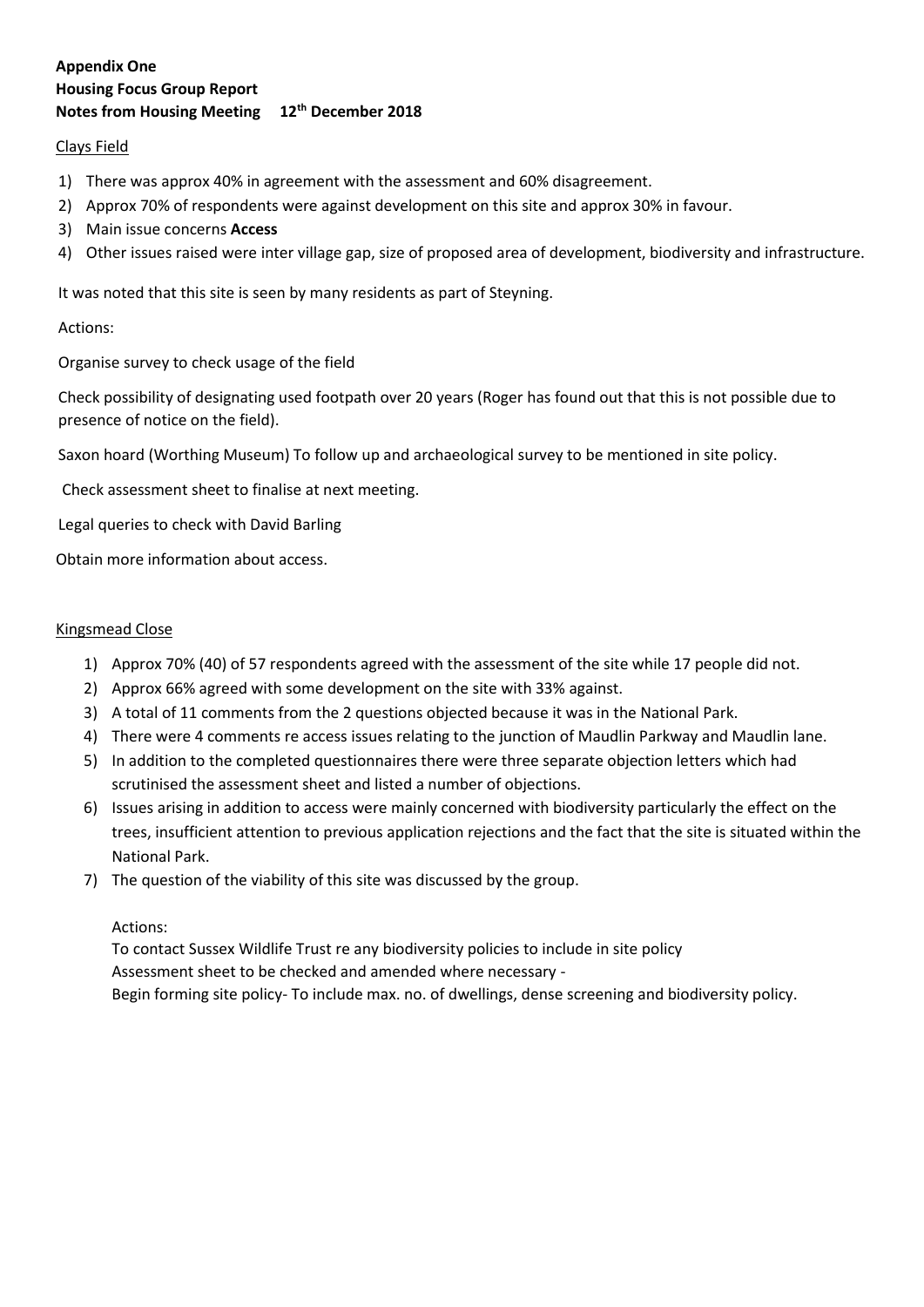**Appendix One**
**Housing Focus Group Report**
**Notes from Housing Meeting 12th December 2018**

Clays Field

1) There was approx 40% in agreement with the assessment and 60% disagreement.
2) Approx 70% of respondents were against development on this site and approx 30% in favour.
3) Main issue concerns **Access**
4) Other issues raised were inter village gap, size of proposed area of development, biodiversity and infrastructure.

It was noted that this site is seen by many residents as part of Steyning.

Actions:

Organise survey to check usage of the field

Check possibility of designating used footpath over 20 years (Roger has found out that this is not possible due to presence of notice on the field).

Saxon hoard (Worthing Museum) To follow up and archaeological survey to be mentioned in site policy.

Check assessment sheet to finalise at next meeting.

Legal queries to check with David Barling

Obtain more information about access.

Kingsmead Close

1) Approx 70% (40) of 57 respondents agreed with the assessment of the site while 17 people did not.
2) Approx 66% agreed with some development on the site with 33% against.
3) A total of 11 comments from the 2 questions objected because it was in the National Park.
4) There were 4 comments re access issues relating to the junction of Maudlin Parkway and Maudlin lane.
5) In addition to the completed questionnaires there were three separate objection letters which had scrutinised the assessment sheet and listed a number of objections.
6) Issues arising in addition to access were mainly concerned with biodiversity particularly the effect on the trees, insufficient attention to previous application rejections and the fact that the site is situated within the National Park.
7) The question of the viability of this site was discussed by the group.

Actions:
To contact Sussex Wildlife Trust re any biodiversity policies to include in site policy
Assessment sheet to be checked and amended where necessary -
Begin forming site policy- To include max. no. of dwellings, dense screening and biodiversity policy.